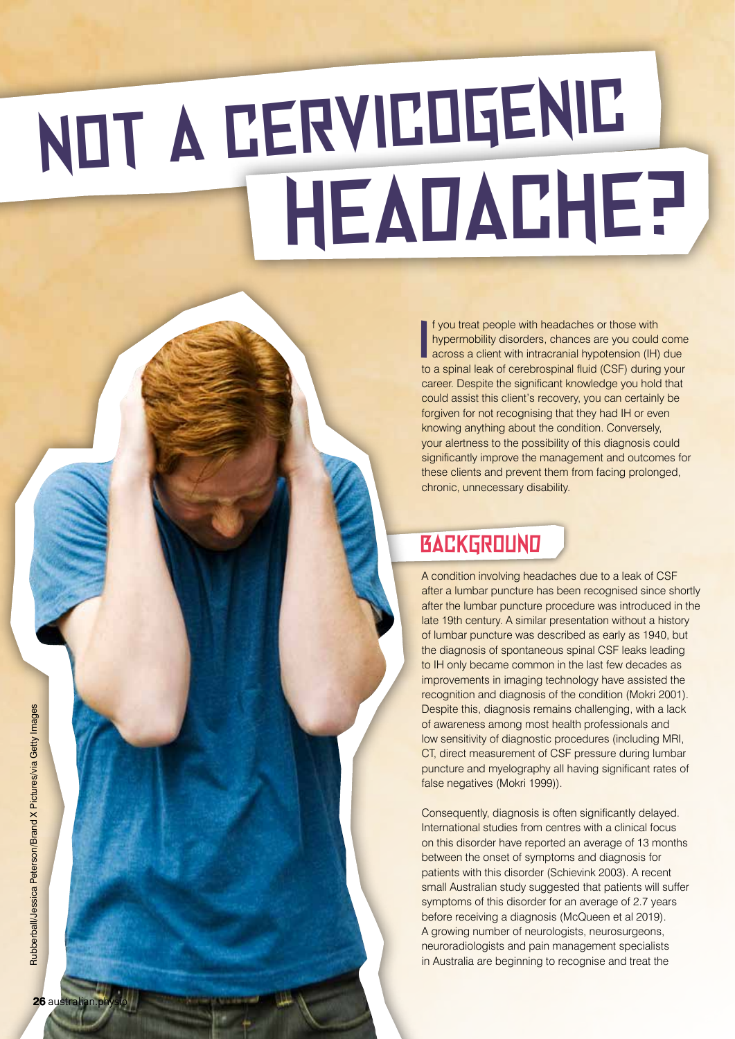# NOT A CERVICOGENIC HEADACHE?

If you treat people with headaches or those with hypermobility disorders, chances are you could come across a client with intracranial hypotension (IH) due to a spinal leak of cerebrospinal fluid (CSF) during your career. Despite the significant knowledge you hold that could assist this client's recovery, you can certainly be forgiven for not recognising that they had IH or even knowing anything about the condition. Conversely, your alertness to the possibility of this diagnosis could significantly improve the management and outcomes for these clients and prevent them from facing prolonged, chronic, unnecessary disability.

## BACKGROUND

A condition involving headaches due to a leak of CSF after a lumbar puncture has been recognised since shortly after the lumbar puncture procedure was introduced in the late 19th century. A similar presentation without a history of lumbar puncture was described as early as 1940, but the diagnosis of spontaneous spinal CSF leaks leading to IH only became common in the last few decades as improvements in imaging technology have assisted the recognition and diagnosis of the condition (Mokri 2001). Despite this, diagnosis remains challenging, with a lack of awareness among most health professionals and low sensitivity of diagnostic procedures (including MRI, CT, direct measurement of CSF pressure during lumbar puncture and myelography all having significant rates of false negatives (Mokri 1999)).

Consequently, diagnosis is often significantly delayed. International studies from centres with a clinical focus on this disorder have reported an average of 13 months between the onset of symptoms and diagnosis for patients with this disorder (Schievink 2003). A recent small Australian study suggested that patients will suffer symptoms of this disorder for an average of 2.7 years before receiving a diagnosis (McQueen et al 2019). A growing number of neurologists, neurosurgeons, neuroradiologists and pain management specialists in Australia are beginning to recognise and treat the

Rubberball/Jessica Peterson/Brand X Pictures/via Getty Images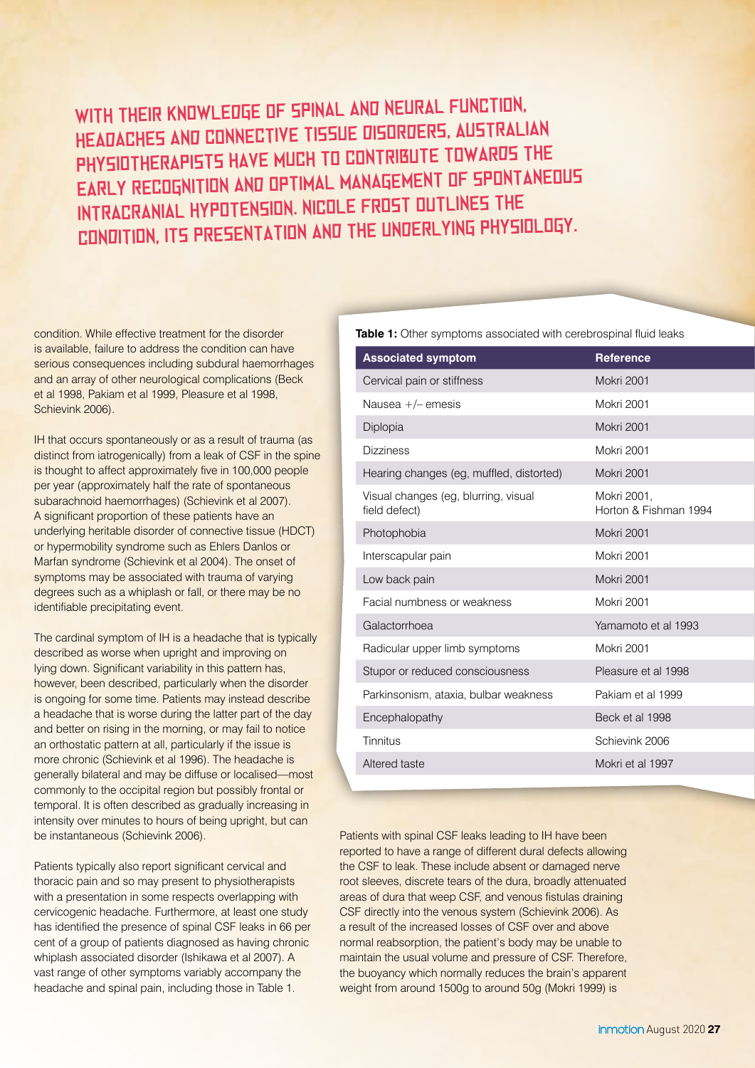# WITH THEIR KNOWLEDGE OF SPINAL AND NEURAL FUNCTION, HEADACHES AND CONNECTIVE TISSUE DISORDERS, AUSTRALIAN PHYSIOTHERAPISTS HAVE MUCH TO CONTRIBUTE TOWARDS THE EARLY RECOGNITION AND OPTIMAL MANAGEMENT OF SPONTANEOUS INTRACRANIAL HYPOTENSION. NICOLE FROST OUTLINES THE CONDITION, ITS PRESENTATION AND THE UNDERLYING PHYSIOLOGY.

condition. While effective treatment for the disorder is available, failure to address the condition can have serious consequences including subdural haemorrhages and an array of other neurological complications (Beck et al 1998, Pakiam et al 1999, Pleasure et al 1998, Schievink 2006).

IH that occurs spontaneously or as a result of trauma (as distinct from iatrogenically) from a leak of CSF in the spine is thought to affect approximately five in 100,000 people per year (approximately half the rate of spontaneous subarachnoid haemorrhages) (Schievink et al 2007). A significant proportion of these patients have an underlying heritable disorder of connective tissue (HDCT) or hypermobility syndrome such as Ehlers Danlos or Marfan syndrome (Schievink et al 2004). The onset of symptoms may be associated with trauma of varying degrees such as a whiplash or fall, or there may be no identifiable precipitating event.

The cardinal symptom of IH is a headache that is typically described as worse when upright and improving on lying down. Significant variability in this pattern has, however, been described, particularly when the disorder is ongoing for some time. Patients may instead describe a headache that is worse during the latter part of the day and better on rising in the morning, or may fail to notice an orthostatic pattern at all, particularly if the issue is more chronic (Schievink et al 1996). The headache is generally bilateral and may be diffuse or localised—most commonly to the occipital region but possibly frontal or temporal. It is often described as gradually increasing in intensity over minutes to hours of being upright, but can be instantaneous (Schievink 2006).

Patients typically also report significant cervical and thoracic pain and so may present to physiotherapists with a presentation in some respects overlapping with cervicogenic headache. Furthermore, at least one study has identified the presence of spinal CSF leaks in 66 per cent of a group of patients diagnosed as having chronic whiplash associated disorder (Ishikawa et al 2007). A vast range of other symptoms variably accompany the headache and spinal pain, including those in Table 1.

**Table 1:** Other symptoms associated with cerebrospinal fluid leaks

| Associated symptom | Reference |
|---|---|
| Cervical pain or stiffness | Mokri 2001 |
| Nausea +/– emesis | Mokri 2001 |
| Diplopia | Mokri 2001 |
| Dizziness | Mokri 2001 |
| Hearing changes (eg, muffled, distorted) | Mokri 2001 |
| Visual changes (eg, blurring, visual field defect) | Mokri 2001, Horton & Fishman 1994 |
| Photophobia | Mokri 2001 |
| Interscapular pain | Mokri 2001 |
| Low back pain | Mokri 2001 |
| Facial numbness or weakness | Mokri 2001 |
| Galactorrhoea | Yamamoto et al 1993 |
| Radicular upper limb symptoms | Mokri 2001 |
| Stupor or reduced consciousness | Pleasure et al 1998 |
| Parkinsonism, ataxia, bulbar weakness | Pakiam et al 1999 |
| Encephalopathy | Beck et al 1998 |
| Tinnitus | Schievink 2006 |
| Altered taste | Mokri et al 1997 |

Patients with spinal CSF leaks leading to IH have been reported to have a range of different dural defects allowing the CSF to leak. These include absent or damaged nerve root sleeves, discrete tears of the dura, broadly attenuated areas of dura that weep CSF, and venous fistulas draining CSF directly into the venous system (Schievink 2006). As a result of the increased losses of CSF over and above normal reabsorption, the patient's body may be unable to maintain the usual volume and pressure of CSF. Therefore, the buoyancy which normally reduces the brain's apparent weight from around 1500g to around 50g (Mokri 1999) is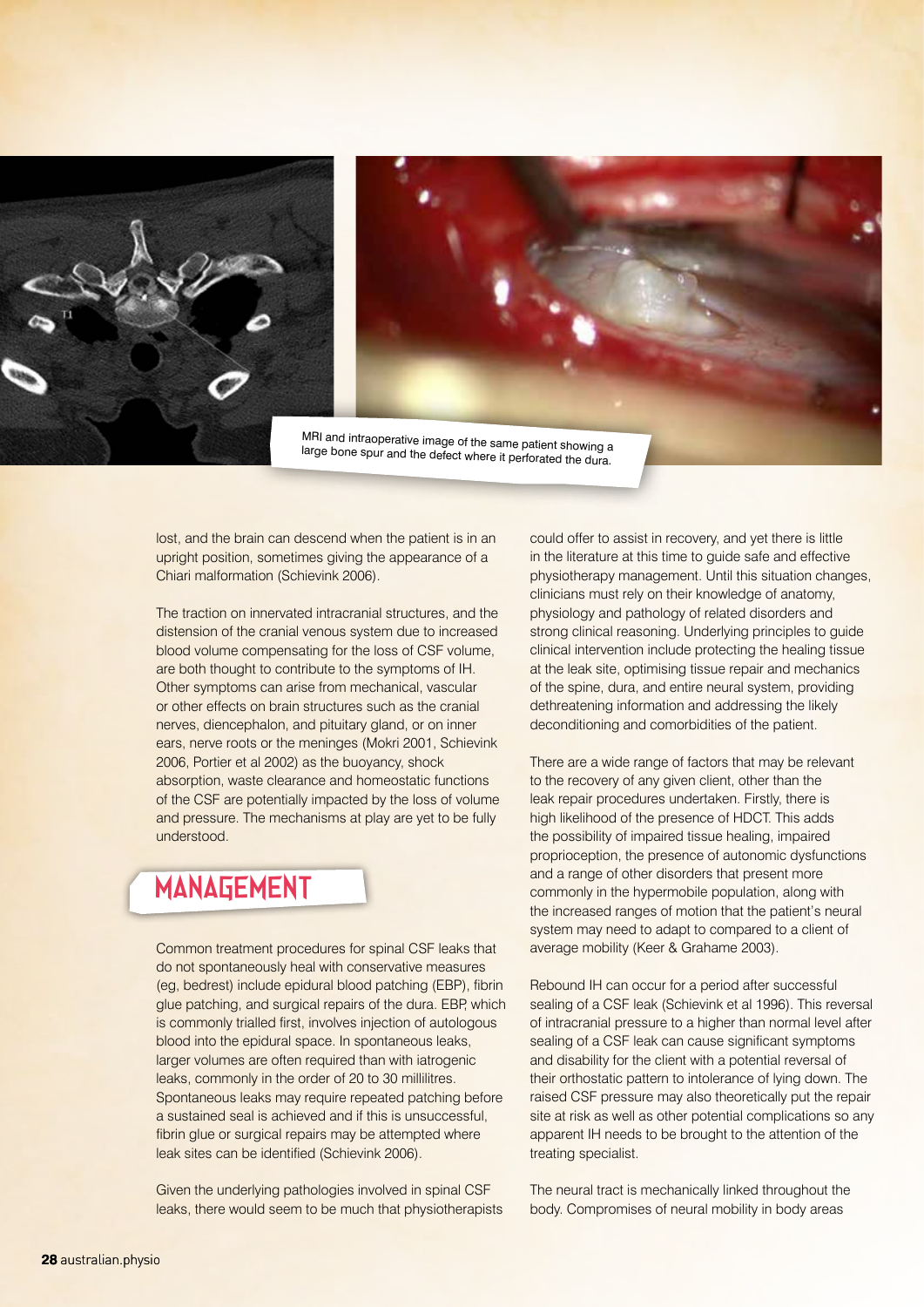MRI and intraoperative image of the same patient showing a large bone spur and the defect where it perforated the dura.

lost, and the brain can descend when the patient is in an upright position, sometimes giving the appearance of a Chiari malformation (Schievink 2006).

The traction on innervated intracranial structures, and the distension of the cranial venous system due to increased blood volume compensating for the loss of CSF volume, are both thought to contribute to the symptoms of IH. Other symptoms can arise from mechanical, vascular or other effects on brain structures such as the cranial nerves, diencephalon, and pituitary gland, or on inner ears, nerve roots or the meninges (Mokri 2001, Schievink 2006, Portier et al 2002) as the buoyancy, shock absorption, waste clearance and homeostatic functions of the CSF are potentially impacted by the loss of volume and pressure. The mechanisms at play are yet to be fully understood.

## MANAGEMENT

Common treatment procedures for spinal CSF leaks that do not spontaneously heal with conservative measures (eg, bedrest) include epidural blood patching (EBP), fibrin glue patching, and surgical repairs of the dura. EBP, which is commonly trialled first, involves injection of autologous blood into the epidural space. In spontaneous leaks, larger volumes are often required than with iatrogenic leaks, commonly in the order of 20 to 30 millilitres. Spontaneous leaks may require repeated patching before a sustained seal is achieved and if this is unsuccessful, fibrin glue or surgical repairs may be attempted where leak sites can be identified (Schievink 2006).

Given the underlying pathologies involved in spinal CSF leaks, there would seem to be much that physiotherapists could offer to assist in recovery, and yet there is little in the literature at this time to guide safe and effective physiotherapy management. Until this situation changes, clinicians must rely on their knowledge of anatomy, physiology and pathology of related disorders and strong clinical reasoning. Underlying principles to guide clinical intervention include protecting the healing tissue at the leak site, optimising tissue repair and mechanics of the spine, dura, and entire neural system, providing dethreatening information and addressing the likely deconditioning and comorbidities of the patient.

There are a wide range of factors that may be relevant to the recovery of any given client, other than the leak repair procedures undertaken. Firstly, there is high likelihood of the presence of HDCT. This adds the possibility of impaired tissue healing, impaired proprioception, the presence of autonomic dysfunctions and a range of other disorders that present more commonly in the hypermobile population, along with the increased ranges of motion that the patient's neural system may need to adapt to compared to a client of average mobility (Keer & Grahame 2003).

Rebound IH can occur for a period after successful sealing of a CSF leak (Schievink et al 1996). This reversal of intracranial pressure to a higher than normal level after sealing of a CSF leak can cause significant symptoms and disability for the client with a potential reversal of their orthostatic pattern to intolerance of lying down. The raised CSF pressure may also theoretically put the repair site at risk as well as other potential complications so any apparent IH needs to be brought to the attention of the treating specialist.

The neural tract is mechanically linked throughout the body. Compromises of neural mobility in body areas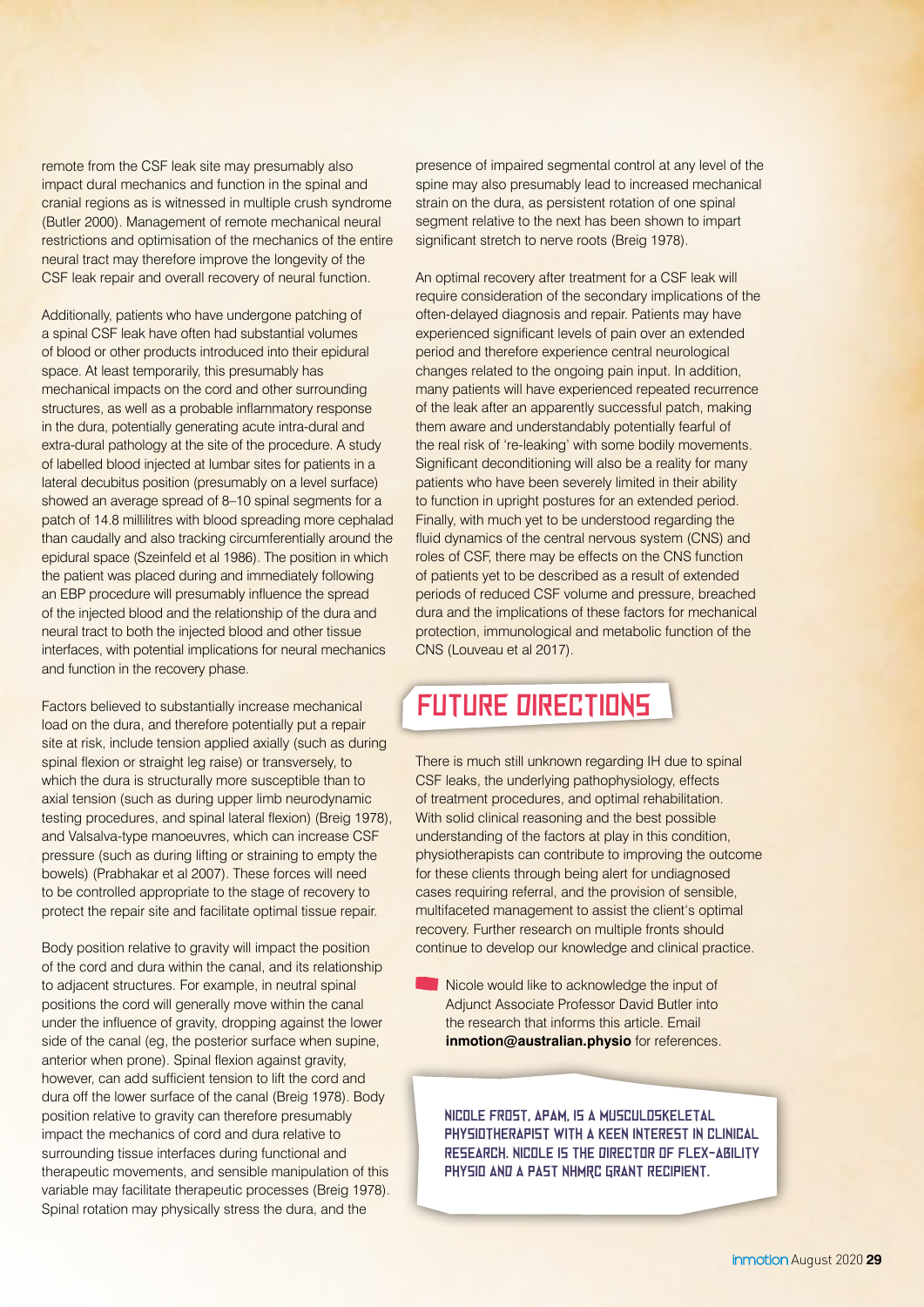remote from the CSF leak site may presumably also impact dural mechanics and function in the spinal and cranial regions as is witnessed in multiple crush syndrome (Butler 2000). Management of remote mechanical neural restrictions and optimisation of the mechanics of the entire neural tract may therefore improve the longevity of the CSF leak repair and overall recovery of neural function.

Additionally, patients who have undergone patching of a spinal CSF leak have often had substantial volumes of blood or other products introduced into their epidural space. At least temporarily, this presumably has mechanical impacts on the cord and other surrounding structures, as well as a probable inflammatory response in the dura, potentially generating acute intra-dural and extra-dural pathology at the site of the procedure. A study of labelled blood injected at lumbar sites for patients in a lateral decubitus position (presumably on a level surface) showed an average spread of 8–10 spinal segments for a patch of 14.8 millilitres with blood spreading more cephalad than caudally and also tracking circumferentially around the epidural space (Szeinfeld et al 1986). The position in which the patient was placed during and immediately following an EBP procedure will presumably influence the spread of the injected blood and the relationship of the dura and neural tract to both the injected blood and other tissue interfaces, with potential implications for neural mechanics and function in the recovery phase.

Factors believed to substantially increase mechanical load on the dura, and therefore potentially put a repair site at risk, include tension applied axially (such as during spinal flexion or straight leg raise) or transversely, to which the dura is structurally more susceptible than to axial tension (such as during upper limb neurodynamic testing procedures, and spinal lateral flexion) (Breig 1978), and Valsalva-type manoeuvres, which can increase CSF pressure (such as during lifting or straining to empty the bowels) (Prabhakar et al 2007). These forces will need to be controlled appropriate to the stage of recovery to protect the repair site and facilitate optimal tissue repair.

Body position relative to gravity will impact the position of the cord and dura within the canal, and its relationship to adjacent structures. For example, in neutral spinal positions the cord will generally move within the canal under the influence of gravity, dropping against the lower side of the canal (eg, the posterior surface when supine, anterior when prone). Spinal flexion against gravity, however, can add sufficient tension to lift the cord and dura off the lower surface of the canal (Breig 1978). Body position relative to gravity can therefore presumably impact the mechanics of cord and dura relative to surrounding tissue interfaces during functional and therapeutic movements, and sensible manipulation of this variable may facilitate therapeutic processes (Breig 1978). Spinal rotation may physically stress the dura, and the presence of impaired segmental control at any level of the spine may also presumably lead to increased mechanical strain on the dura, as persistent rotation of one spinal segment relative to the next has been shown to impart significant stretch to nerve roots (Breig 1978).

An optimal recovery after treatment for a CSF leak will require consideration of the secondary implications of the often-delayed diagnosis and repair. Patients may have experienced significant levels of pain over an extended period and therefore experience central neurological changes related to the ongoing pain input. In addition, many patients will have experienced repeated recurrence of the leak after an apparently successful patch, making them aware and understandably potentially fearful of the real risk of 're-leaking' with some bodily movements. Significant deconditioning will also be a reality for many patients who have been severely limited in their ability to function in upright postures for an extended period. Finally, with much yet to be understood regarding the fluid dynamics of the central nervous system (CNS) and roles of CSF, there may be effects on the CNS function of patients yet to be described as a result of extended periods of reduced CSF volume and pressure, breached dura and the implications of these factors for mechanical protection, immunological and metabolic function of the CNS (Louveau et al 2017).

## FUTURE DIRECTIONS

There is much still unknown regarding IH due to spinal CSF leaks, the underlying pathophysiology, effects of treatment procedures, and optimal rehabilitation. With solid clinical reasoning and the best possible understanding of the factors at play in this condition, physiotherapists can contribute to improving the outcome for these clients through being alert for undiagnosed cases requiring referral, and the provision of sensible, multifaceted management to assist the client's optimal recovery. Further research on multiple fronts should continue to develop our knowledge and clinical practice.

Nicole would like to acknowledge the input of Adjunct Associate Professor David Butler into the research that informs this article. Email **inmotion@australian.physio** for references.

NICOLE FROST, APAM, IS A MUSCULOSKELETAL PHYSIOTHERAPIST WITH A KEEN INTEREST IN CLINICAL RESEARCH. NICOLE IS THE DIRECTOR OF FLEX-ABILITY PHYSIO AND A PAST NHMRC GRANT RECIPIENT.